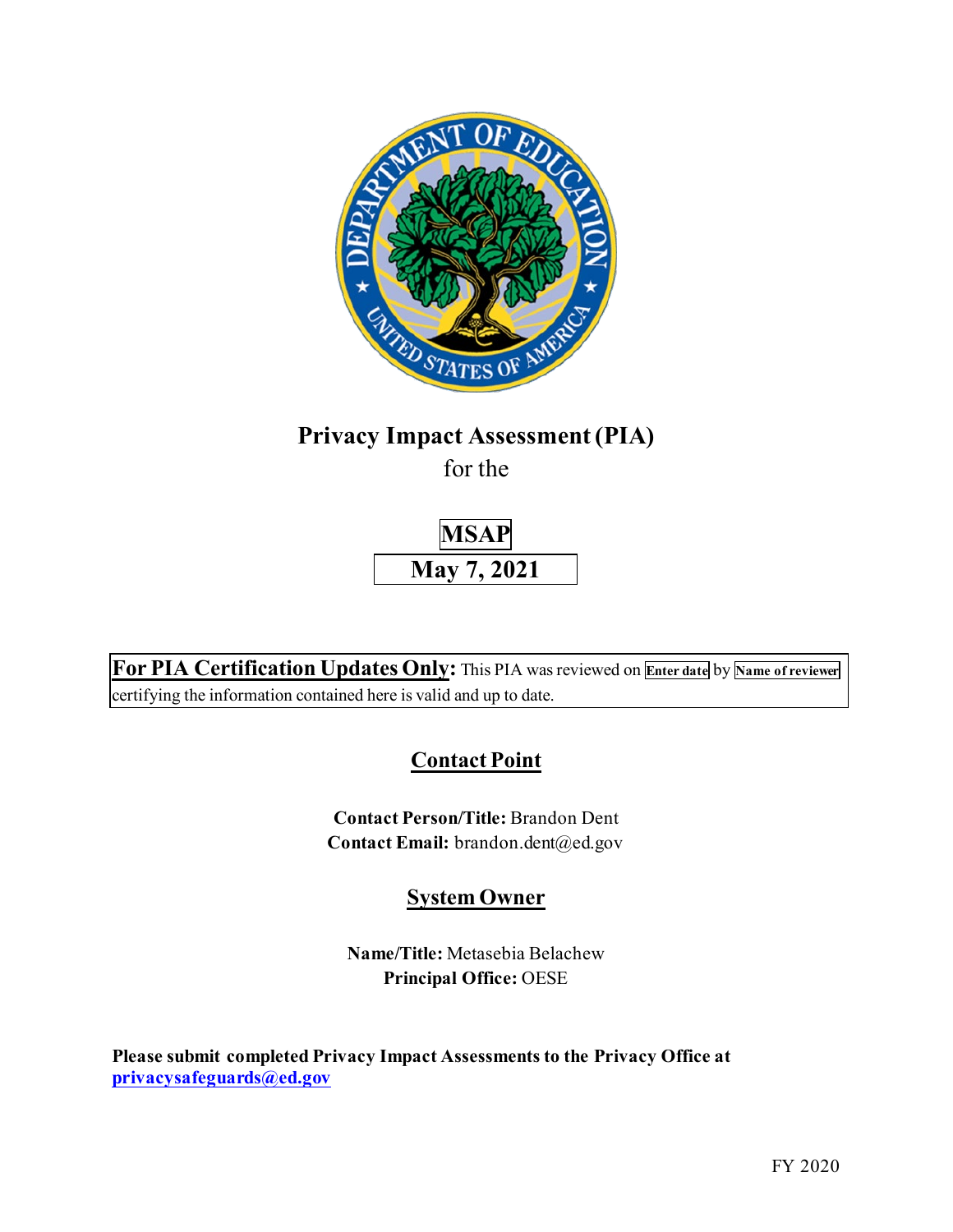# Privacy Impact Assessment (PIA)

for the

**MSAP**

**May 7, 2021**

**For PIA Certification Updates Only:** This PIA was reviewed on **Enter date** by **Name of reviewer** certifying the information contained here is valid and up to date.

## Contact Point

**Contact Person/Title:** Brandon Dent
**Contact Email:** brandon.dent@ed.gov

## System Owner

**Name/Title:** Metasebia Belachew
**Principal Office:** OESE

**Please submit completed Privacy Impact Assessments to the Privacy Office at privacysafeguards@ed.gov**

FY 2020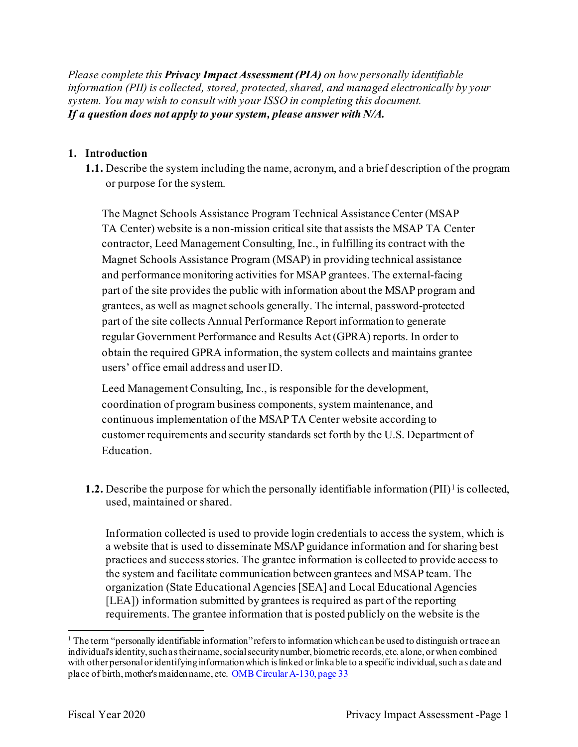*Please complete this **Privacy Impact Assessment (PIA)** on how personally identifiable information (PII) is collected, stored, protected, shared, and managed electronically by your system. You may wish to consult with your ISSO in completing this document.*
***If a question does not apply to your system, please answer with N/A.***

## 1. Introduction

**1.1.** Describe the system including the name, acronym, and a brief description of the program or purpose for the system.

The Magnet Schools Assistance Program Technical Assistance Center (MSAP TA Center) website is a non-mission critical site that assists the MSAP TA Center contractor, Leed Management Consulting, Inc., in fulfilling its contract with the Magnet Schools Assistance Program (MSAP) in providing technical assistance and performance monitoring activities for MSAP grantees. The external-facing part of the site provides the public with information about the MSAP program and grantees, as well as magnet schools generally. The internal, password-protected part of the site collects Annual Performance Report information to generate regular Government Performance and Results Act (GPRA) reports. In order to obtain the required GPRA information, the system collects and maintains grantee users' office email address and user ID.

Leed Management Consulting, Inc., is responsible for the development, coordination of program business components, system maintenance, and continuous implementation of the MSAP TA Center website according to customer requirements and security standards set forth by the U.S. Department of Education.

**1.2.** Describe the purpose for which the personally identifiable information (PII)[1] is collected, used, maintained or shared.

Information collected is used to provide login credentials to access the system, which is a website that is used to disseminate MSAP guidance information and for sharing best practices and success stories. The grantee information is collected to provide access to the system and facilitate communication between grantees and MSAP team. The organization (State Educational Agencies [SEA] and Local Educational Agencies [LEA]) information submitted by grantees is required as part of the reporting requirements. The grantee information that is posted publicly on the website is the

---

[1] The term "personally identifiable information" refers to information which can be used to distinguish or trace an individual's identity, such as their name, social security number, biometric records, etc. alone, or when combined with other personal or identifying information which is linked or linkable to a specific individual, such as date and place of birth, mother's maiden name, etc. [OMB Circular A-130, page 33](OMB Circular A-130, page 33)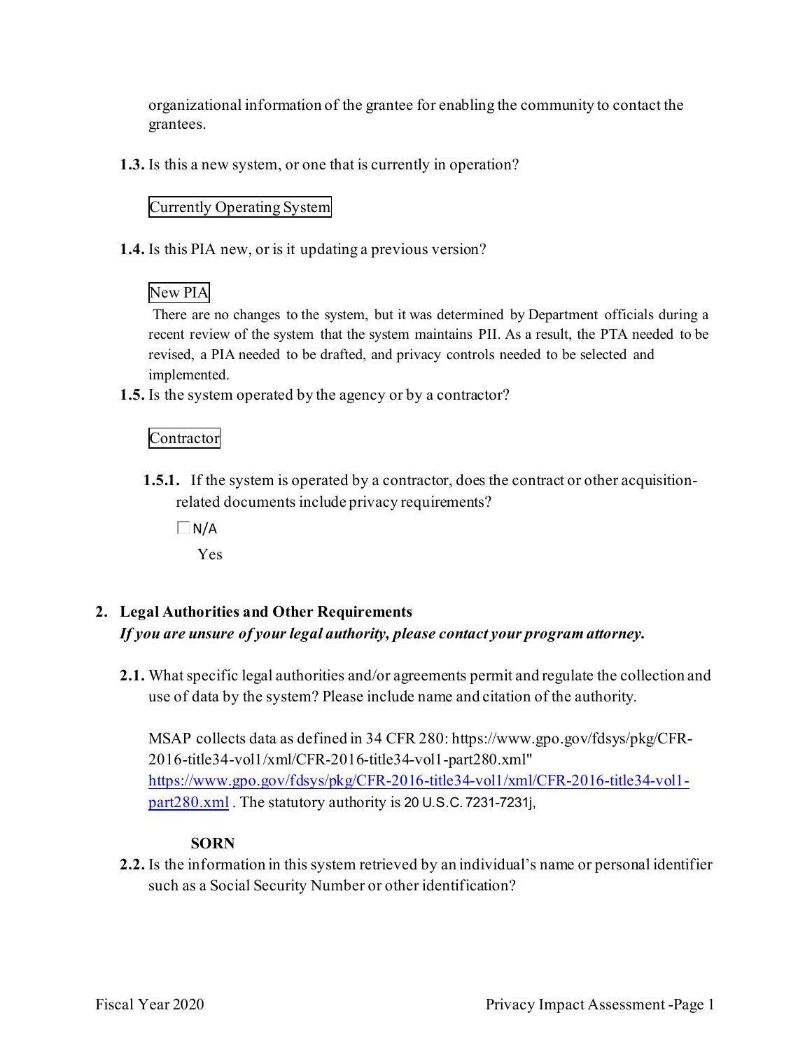organizational information of the grantee for enabling the community to contact the grantees.

**1.3.** Is this a new system, or one that is currently in operation?

Currently Operating System

**1.4.** Is this PIA new, or is it updating a previous version?

New PIA

There are no changes to the system, but it was determined by Department officials during a recent review of the system that the system maintains PII. As a result, the PTA needed to be revised, a PIA needed to be drafted, and privacy controls needed to be selected and implemented.

**1.5.** Is the system operated by the agency or by a contractor?

Contractor

**1.5.1.** If the system is operated by a contractor, does the contract or other acquisition-related documents include privacy requirements?

☐ N/A

Yes

## 2. Legal Authorities and Other Requirements

***If you are unsure of your legal authority, please contact your program attorney.***

**2.1.** What specific legal authorities and/or agreements permit and regulate the collection and use of data by the system? Please include name and citation of the authority.

MSAP collects data as defined in 34 CFR 280: https://www.gpo.gov/fdsys/pkg/CFR-2016-title34-vol1/xml/CFR-2016-title34-vol1-part280.xml" https://www.gpo.gov/fdsys/pkg/CFR-2016-title34-vol1/xml/CFR-2016-title34-vol1-part280.xml . The statutory authority is 20 U.S.C. 7231-7231j,

**SORN**

**2.2.** Is the information in this system retrieved by an individual's name or personal identifier such as a Social Security Number or other identification?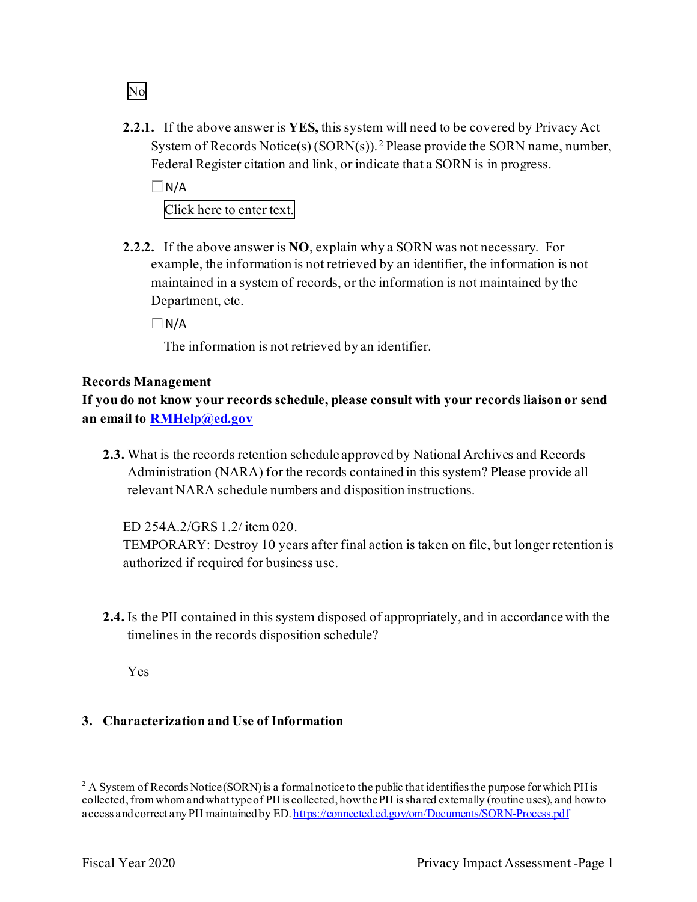No

**2.2.1.** If the above answer is **YES,** this system will need to be covered by Privacy Act System of Records Notice(s) (SORN(s)).[2] Please provide the SORN name, number, Federal Register citation and link, or indicate that a SORN is in progress.

☐ N/A

Click here to enter text.

**2.2.2.** If the above answer is **NO**, explain why a SORN was not necessary. For example, the information is not retrieved by an identifier, the information is not maintained in a system of records, or the information is not maintained by the Department, etc.

☐ N/A

The information is not retrieved by an identifier.

**Records Management**

**If you do not know your records schedule, please consult with your records liaison or send an email to [RMHelp@ed.gov](mailto:RMHelp@ed.gov)**

**2.3.** What is the records retention schedule approved by National Archives and Records Administration (NARA) for the records contained in this system? Please provide all relevant NARA schedule numbers and disposition instructions.

ED 254A.2/GRS 1.2/ item 020.
TEMPORARY: Destroy 10 years after final action is taken on file, but longer retention is authorized if required for business use.

**2.4.** Is the PII contained in this system disposed of appropriately, and in accordance with the timelines in the records disposition schedule?

Yes

## 3. Characterization and Use of Information

---

[2] A System of Records Notice (SORN) is a formal notice to the public that identifies the purpose for which PII is collected, from whom and what type of PII is collected, how the PII is shared externally (routine uses), and how to access and correct any PII maintained by ED. https://connected.ed.gov/om/Documents/SORN-Process.pdf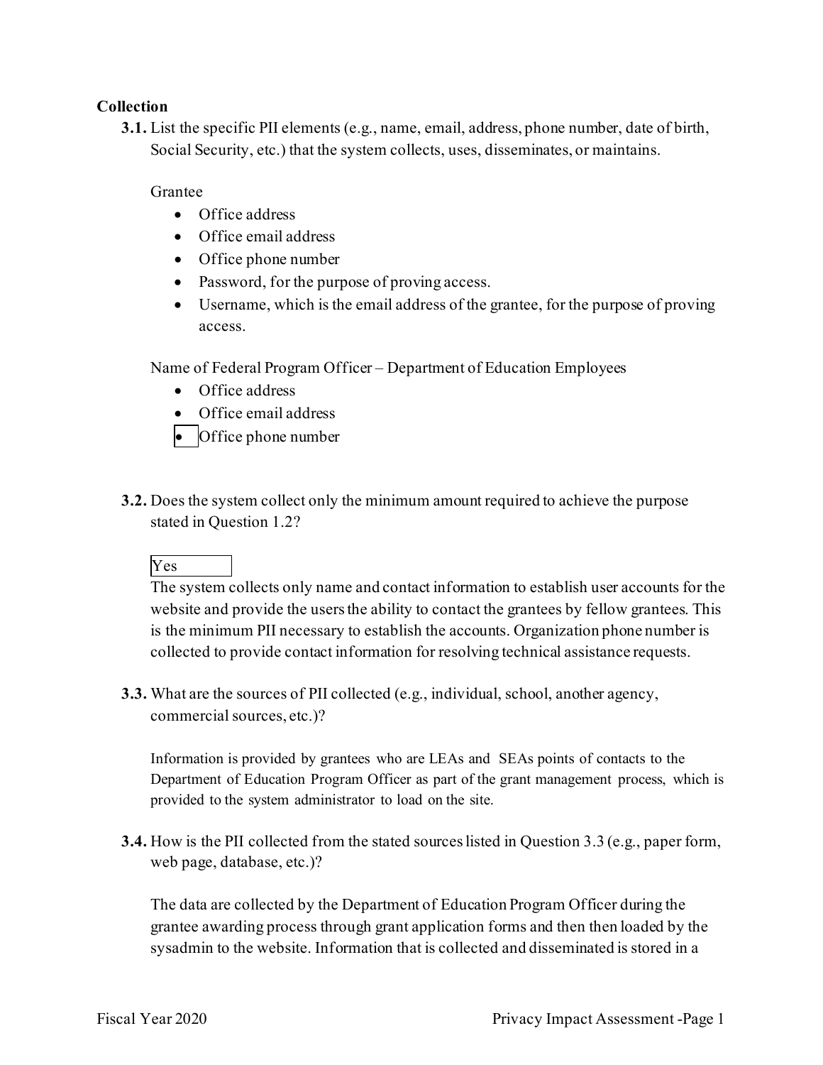**Collection**

**3.1.** List the specific PII elements (e.g., name, email, address, phone number, date of birth, Social Security, etc.) that the system collects, uses, disseminates, or maintains.

Grantee

- Office address
- Office email address
- Office phone number
- Password, for the purpose of proving access.
- Username, which is the email address of the grantee, for the purpose of proving access.

Name of Federal Program Officer – Department of Education Employees

- Office address
- Office email address
- Office phone number

**3.2.** Does the system collect only the minimum amount required to achieve the purpose stated in Question 1.2?

Yes

The system collects only name and contact information to establish user accounts for the website and provide the users the ability to contact the grantees by fellow grantees. This is the minimum PII necessary to establish the accounts. Organization phone number is collected to provide contact information for resolving technical assistance requests.

**3.3.** What are the sources of PII collected (e.g., individual, school, another agency, commercial sources, etc.)?

Information is provided by grantees who are LEAs and SEAs points of contacts to the Department of Education Program Officer as part of the grant management process, which is provided to the system administrator to load on the site.

**3.4.** How is the PII collected from the stated sources listed in Question 3.3 (e.g., paper form, web page, database, etc.)?

The data are collected by the Department of Education Program Officer during the grantee awarding process through grant application forms and then then loaded by the sysadmin to the website. Information that is collected and disseminated is stored in a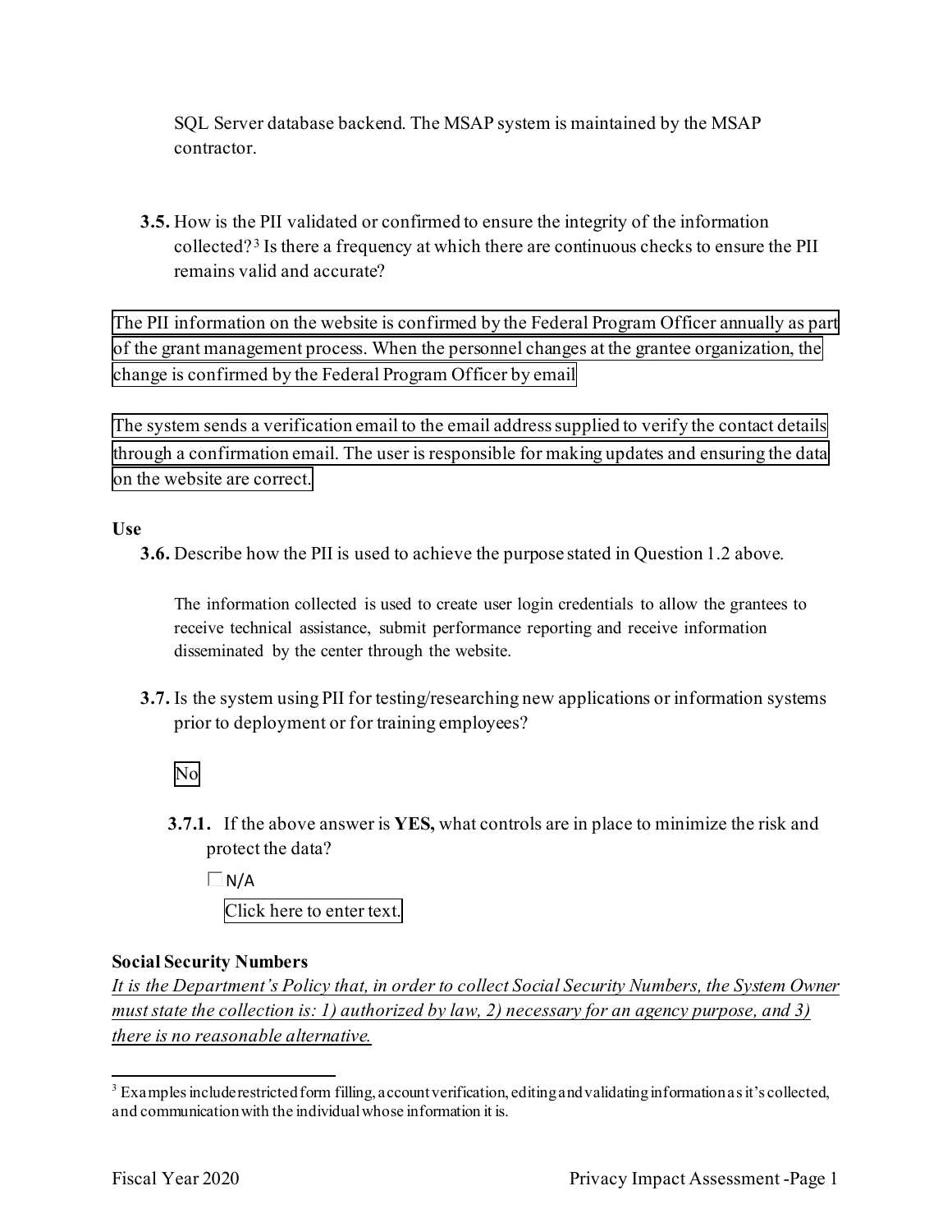SQL Server database backend. The MSAP system is maintained by the MSAP contractor.

**3.5.** How is the PII validated or confirmed to ensure the integrity of the information collected?[3] Is there a frequency at which there are continuous checks to ensure the PII remains valid and accurate?

The PII information on the website is confirmed by the Federal Program Officer annually as part of the grant management process. When the personnel changes at the grantee organization, the change is confirmed by the Federal Program Officer by email

The system sends a verification email to the email address supplied to verify the contact details through a confirmation email. The user is responsible for making updates and ensuring the data on the website are correct.

**Use**

**3.6.** Describe how the PII is used to achieve the purpose stated in Question 1.2 above.

The information collected is used to create user login credentials to allow the grantees to receive technical assistance, submit performance reporting and receive information disseminated by the center through the website.

**3.7.** Is the system using PII for testing/researching new applications or information systems prior to deployment or for training employees?

No

**3.7.1.** If the above answer is **YES,** what controls are in place to minimize the risk and protect the data?

☐ N/A

Click here to enter text.

**Social Security Numbers**

*It is the Department's Policy that, in order to collect Social Security Numbers, the System Owner must state the collection is: 1) authorized by law, 2) necessary for an agency purpose, and 3) there is no reasonable alternative.*

---

[3] Examples include restricted form filling, account verification, editing and validating information as it's collected, and communication with the individual whose information it is.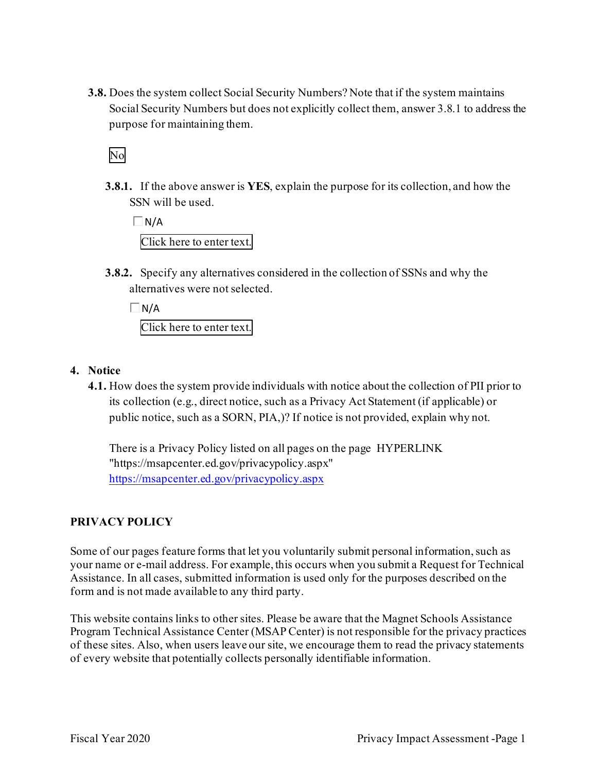**3.8.** Does the system collect Social Security Numbers? Note that if the system maintains Social Security Numbers but does not explicitly collect them, answer 3.8.1 to address the purpose for maintaining them.

No

**3.8.1.** If the above answer is **YES**, explain the purpose for its collection, and how the SSN will be used.

☐ N/A

Click here to enter text.

**3.8.2.** Specify any alternatives considered in the collection of SSNs and why the alternatives were not selected.

☐ N/A

Click here to enter text.

## 4. Notice

**4.1.** How does the system provide individuals with notice about the collection of PII prior to its collection (e.g., direct notice, such as a Privacy Act Statement (if applicable) or public notice, such as a SORN, PIA,)? If notice is not provided, explain why not.

There is a Privacy Policy listed on all pages on the page HYPERLINK "https://msapcenter.ed.gov/privacypolicy.aspx" https://msapcenter.ed.gov/privacypolicy.aspx

**PRIVACY POLICY**

Some of our pages feature forms that let you voluntarily submit personal information, such as your name or e-mail address. For example, this occurs when you submit a Request for Technical Assistance. In all cases, submitted information is used only for the purposes described on the form and is not made available to any third party.

This website contains links to other sites. Please be aware that the Magnet Schools Assistance Program Technical Assistance Center (MSAP Center) is not responsible for the privacy practices of these sites. Also, when users leave our site, we encourage them to read the privacy statements of every website that potentially collects personally identifiable information.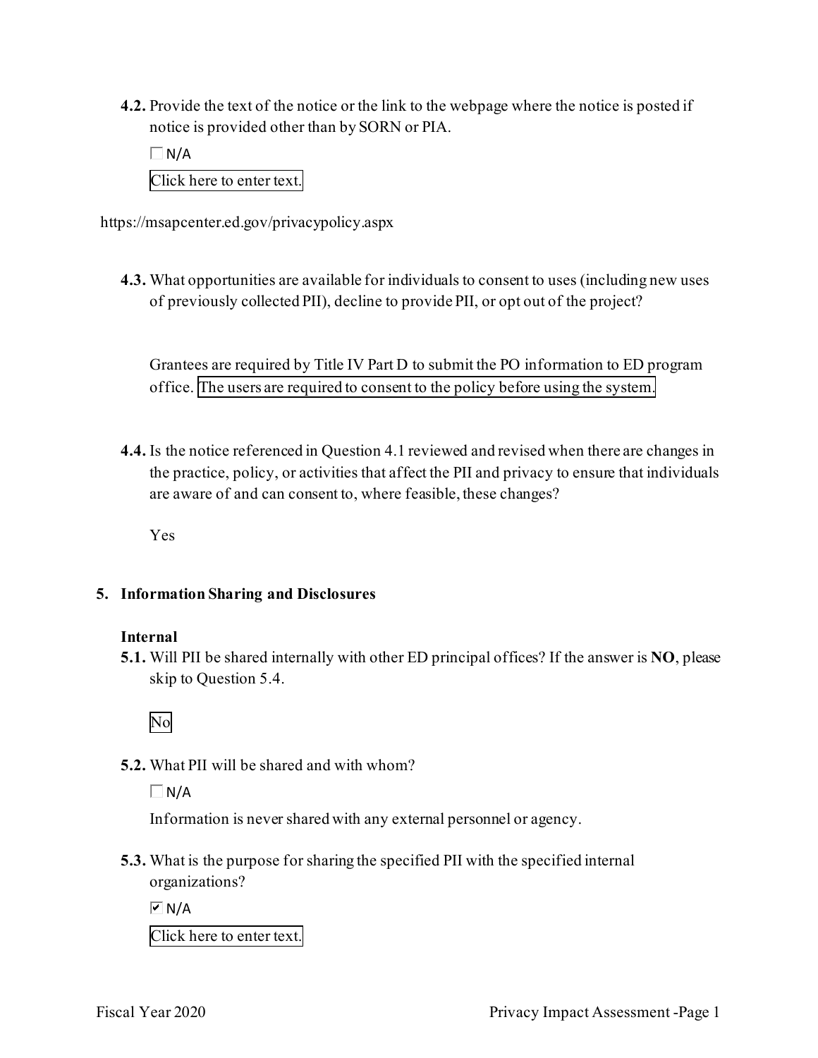**4.2.** Provide the text of the notice or the link to the webpage where the notice is posted if notice is provided other than by SORN or PIA.

☐ N/A

Click here to enter text.

https://msapcenter.ed.gov/privacypolicy.aspx

**4.3.** What opportunities are available for individuals to consent to uses (including new uses of previously collected PII), decline to provide PII, or opt out of the project?

Grantees are required by Title IV Part D to submit the PO information to ED program office. The users are required to consent to the policy before using the system.

**4.4.** Is the notice referenced in Question 4.1 reviewed and revised when there are changes in the practice, policy, or activities that affect the PII and privacy to ensure that individuals are aware of and can consent to, where feasible, these changes?

Yes

## 5. Information Sharing and Disclosures

### Internal

**5.1.** Will PII be shared internally with other ED principal offices? If the answer is **NO**, please skip to Question 5.4.

No

**5.2.** What PII will be shared and with whom?

☐ N/A

Information is never shared with any external personnel or agency.

**5.3.** What is the purpose for sharing the specified PII with the specified internal organizations?

☑ N/A

Click here to enter text.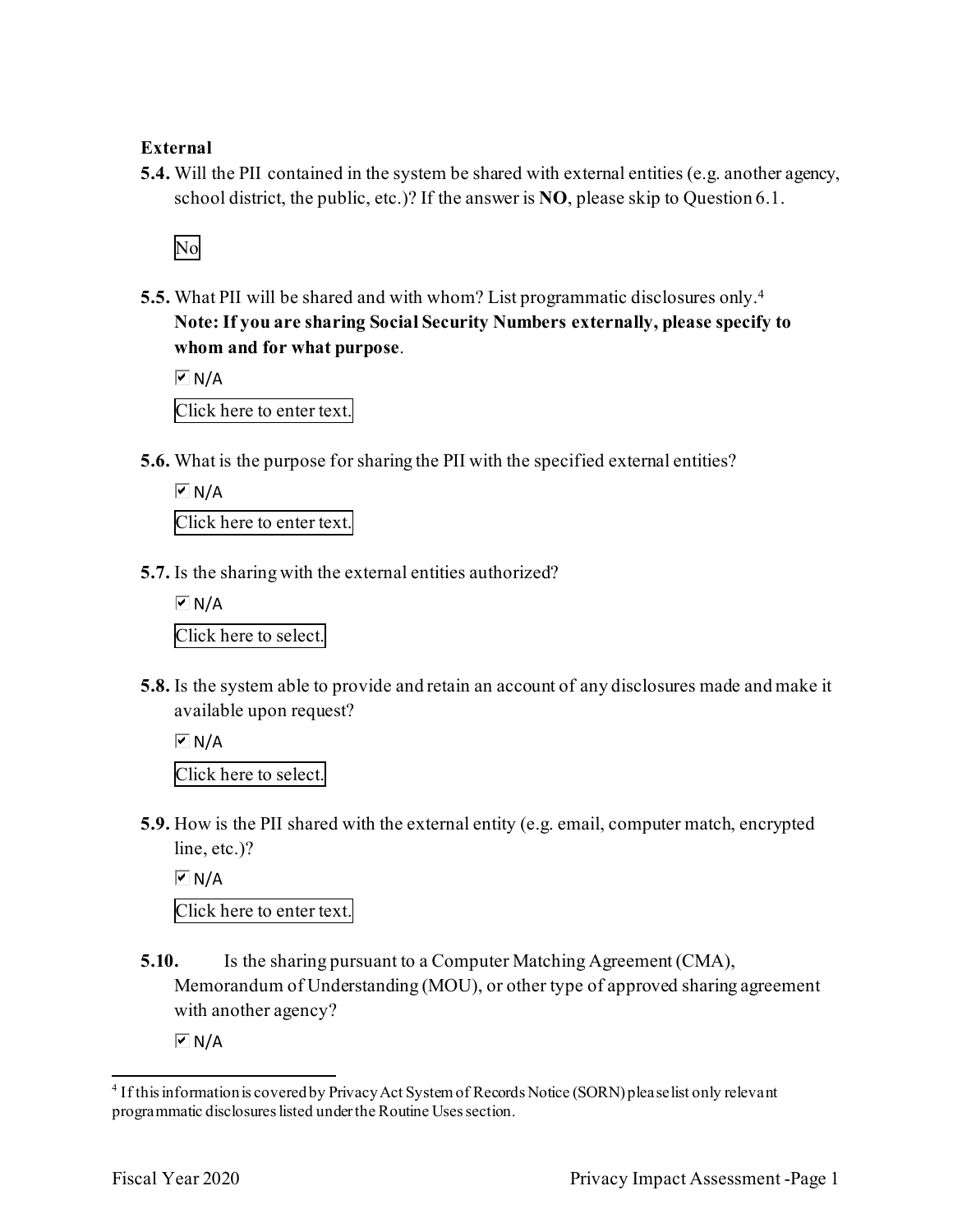**External**

**5.4.** Will the PII contained in the system be shared with external entities (e.g. another agency, school district, the public, etc.)? If the answer is **NO**, please skip to Question 6.1.

No

**5.5.** What PII will be shared and with whom? List programmatic disclosures only.[4] **Note: If you are sharing Social Security Numbers externally, please specify to whom and for what purpose**.

☑ N/A

Click here to enter text.

**5.6.** What is the purpose for sharing the PII with the specified external entities?

☑ N/A

Click here to enter text.

**5.7.** Is the sharing with the external entities authorized?

☑ N/A

Click here to select.

**5.8.** Is the system able to provide and retain an account of any disclosures made and make it available upon request?

☑ N/A

Click here to select.

**5.9.** How is the PII shared with the external entity (e.g. email, computer match, encrypted line, etc.)?

☑ N/A

Click here to enter text.

**5.10.** Is the sharing pursuant to a Computer Matching Agreement (CMA), Memorandum of Understanding (MOU), or other type of approved sharing agreement with another agency?

☑ N/A

---

[4] If this information is covered by Privacy Act System of Records Notice (SORN) please list only relevant programmatic disclosures listed under the Routine Uses section.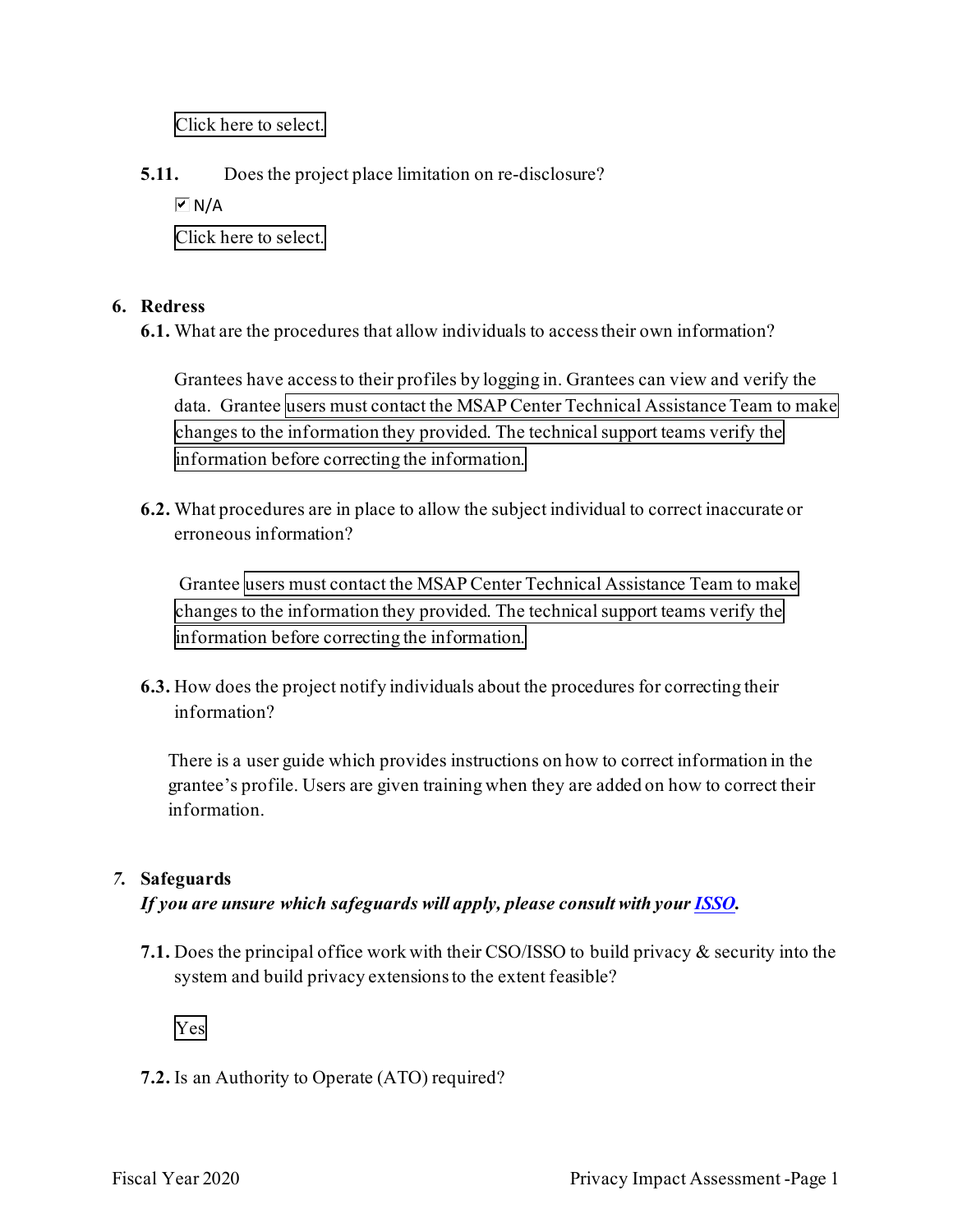Click here to select.

**5.11.** Does the project place limitation on re-disclosure?

☑ N/A

Click here to select.

**6. Redress**

**6.1.** What are the procedures that allow individuals to access their own information?

Grantees have access to their profiles by logging in. Grantees can view and verify the data. Grantee users must contact the MSAP Center Technical Assistance Team to make changes to the information they provided. The technical support teams verify the information before correcting the information.

**6.2.** What procedures are in place to allow the subject individual to correct inaccurate or erroneous information?

Grantee users must contact the MSAP Center Technical Assistance Team to make changes to the information they provided. The technical support teams verify the information before correcting the information.

**6.3.** How does the project notify individuals about the procedures for correcting their information?

There is a user guide which provides instructions on how to correct information in the grantee's profile. Users are given training when they are added on how to correct their information.

***7.* Safeguards**

***If you are unsure which safeguards will apply, please consult with your ISSO.***

**7.1.** Does the principal office work with their CSO/ISSO to build privacy & security into the system and build privacy extensions to the extent feasible?

Yes

**7.2.** Is an Authority to Operate (ATO) required?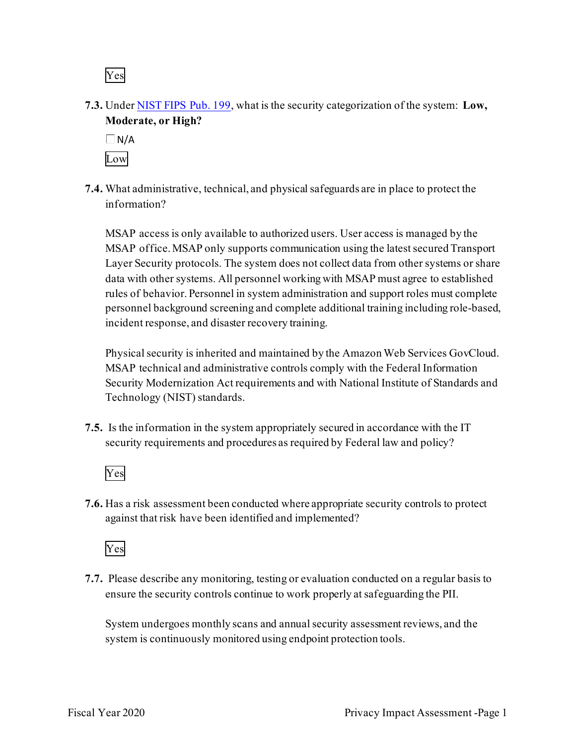Yes

**7.3.** Under NIST FIPS Pub. 199, what is the security categorization of the system: **Low, Moderate, or High?**

☐ N/A

Low

**7.4.** What administrative, technical, and physical safeguards are in place to protect the information?

MSAP access is only available to authorized users. User access is managed by the MSAP office. MSAP only supports communication using the latest secured Transport Layer Security protocols. The system does not collect data from other systems or share data with other systems. All personnel working with MSAP must agree to established rules of behavior. Personnel in system administration and support roles must complete personnel background screening and complete additional training including role-based, incident response, and disaster recovery training.

Physical security is inherited and maintained by the Amazon Web Services GovCloud. MSAP technical and administrative controls comply with the Federal Information Security Modernization Act requirements and with National Institute of Standards and Technology (NIST) standards.

**7.5.** Is the information in the system appropriately secured in accordance with the IT security requirements and procedures as required by Federal law and policy?

Yes

**7.6.** Has a risk assessment been conducted where appropriate security controls to protect against that risk have been identified and implemented?

Yes

**7.7.** Please describe any monitoring, testing or evaluation conducted on a regular basis to ensure the security controls continue to work properly at safeguarding the PII.

System undergoes monthly scans and annual security assessment reviews, and the system is continuously monitored using endpoint protection tools.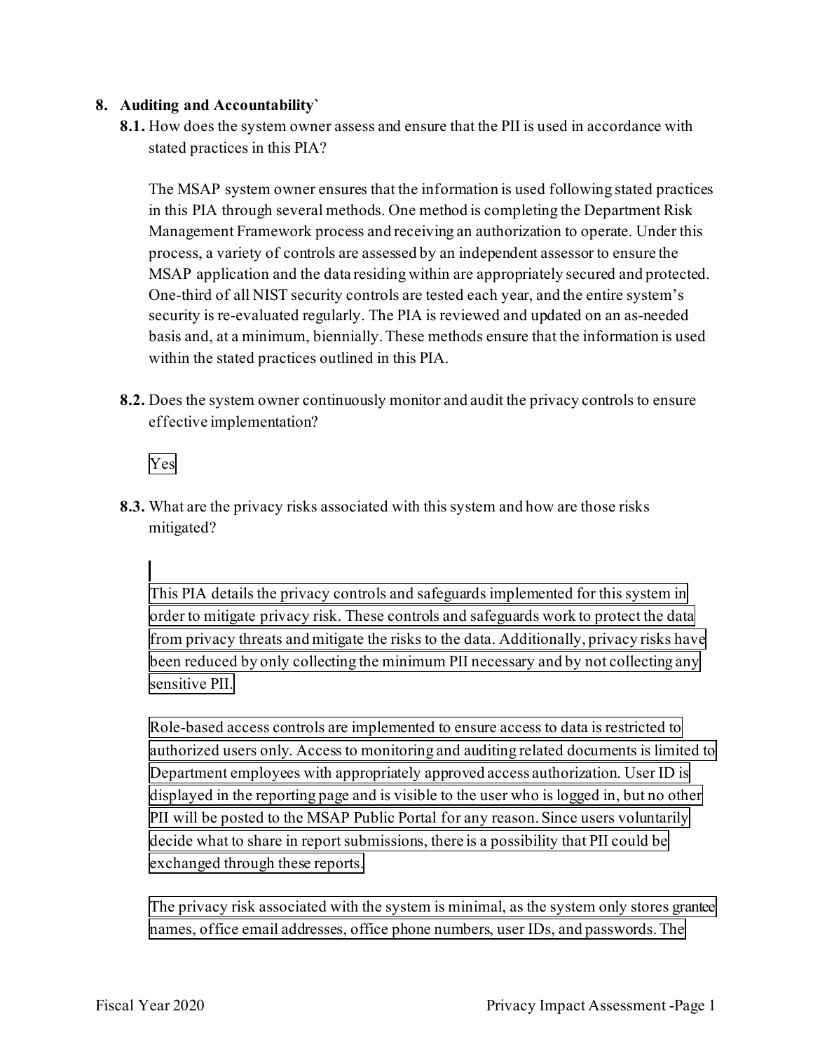8. **Auditing and Accountability`**

   **8.1.** How does the system owner assess and ensure that the PII is used in accordance with stated practices in this PIA?

   The MSAP system owner ensures that the information is used following stated practices in this PIA through several methods. One method is completing the Department Risk Management Framework process and receiving an authorization to operate. Under this process, a variety of controls are assessed by an independent assessor to ensure the MSAP application and the data residing within are appropriately secured and protected. One-third of all NIST security controls are tested each year, and the entire system's security is re-evaluated regularly. The PIA is reviewed and updated on an as-needed basis and, at a minimum, biennially. These methods ensure that the information is used within the stated practices outlined in this PIA.

   **8.2.** Does the system owner continuously monitor and audit the privacy controls to ensure effective implementation?

   Yes

   **8.3.** What are the privacy risks associated with this system and how are those risks mitigated?

   This PIA details the privacy controls and safeguards implemented for this system in order to mitigate privacy risk. These controls and safeguards work to protect the data from privacy threats and mitigate the risks to the data. Additionally, privacy risks have been reduced by only collecting the minimum PII necessary and by not collecting any sensitive PII.

   Role-based access controls are implemented to ensure access to data is restricted to authorized users only. Access to monitoring and auditing related documents is limited to Department employees with appropriately approved access authorization. User ID is displayed in the reporting page and is visible to the user who is logged in, but no other PII will be posted to the MSAP Public Portal for any reason. Since users voluntarily decide what to share in report submissions, there is a possibility that PII could be exchanged through these reports.

   The privacy risk associated with the system is minimal, as the system only stores grantee names, office email addresses, office phone numbers, user IDs, and passwords. The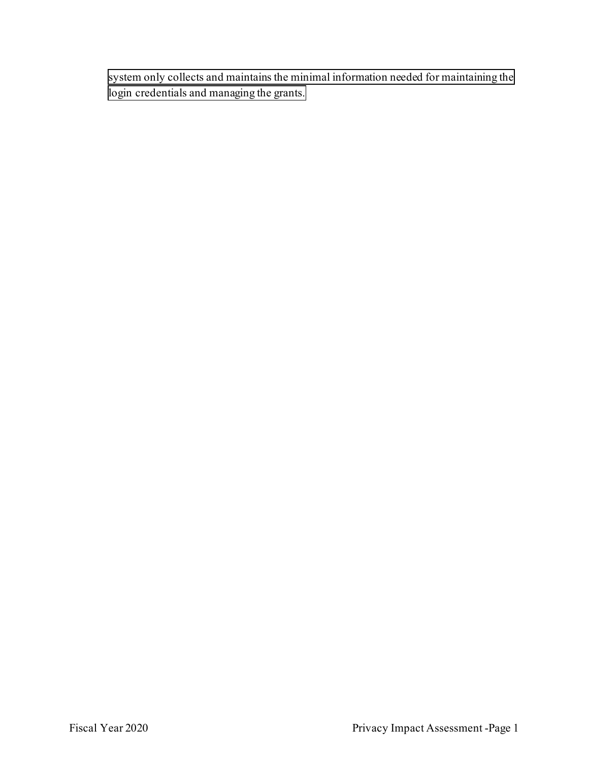system only collects and maintains the minimal information needed for maintaining the login credentials and managing the grants.